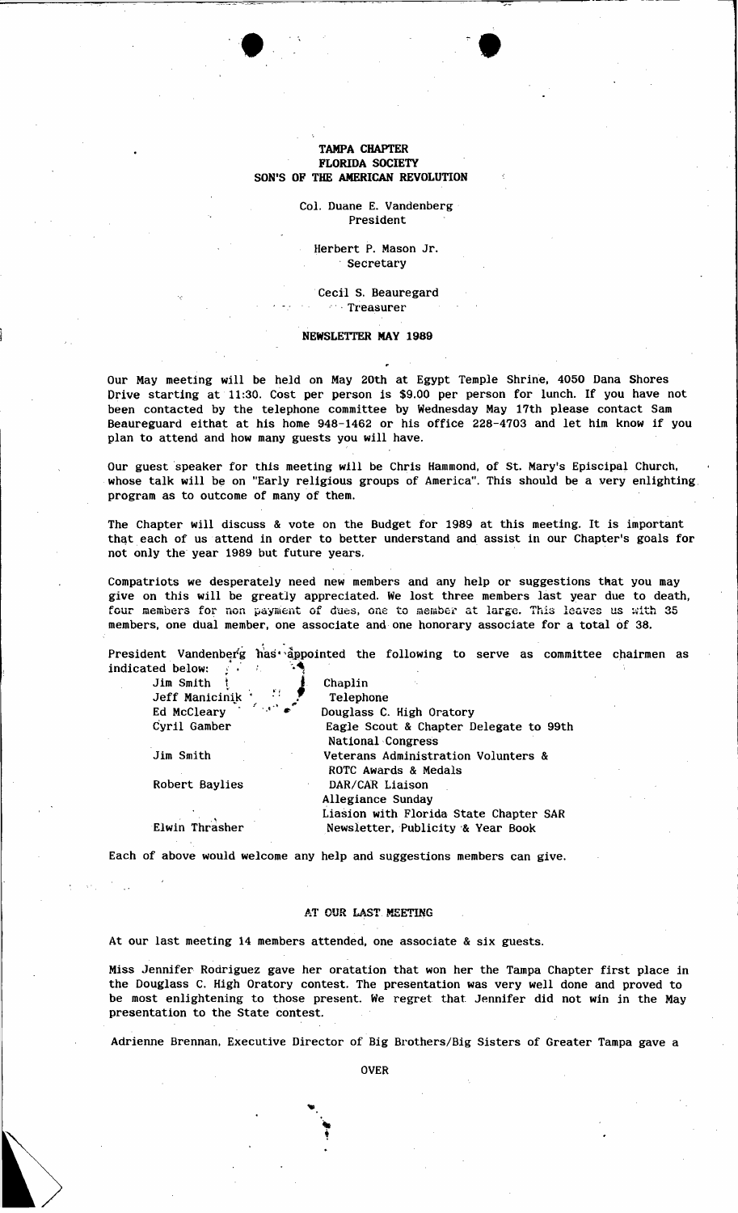**TAMPA CHAPTER**
**FLORIDA SOCIETY**
**SON'S OF THE AMERICAN REVOLUTION**

Col. Duane E. Vandenberg
President

Herbert P. Mason Jr.
Secretary

Cecil S. Beauregard
Treasurer

**NEWSLETTER MAY 1989**

Our May meeting will be held on May 20th at Egypt Temple Shrine, 4050 Dana Shores Drive starting at 11:30. Cost per person is $9.00 per person for lunch. If you have not been contacted by the telephone committee by Wednesday May 17th please contact Sam Beaureguard eithat at his home 948-1462 or his office 228-4703 and let him know if you plan to attend and how many guests you will have.

Our guest speaker for this meeting will be Chris Hammond, of St. Mary's Episcipal Church, whose talk will be on "Early religious groups of America". This should be a very enlighting program as to outcome of many of them.

The Chapter will discuss & vote on the Budget for 1989 at this meeting. It is important that each of us attend in order to better understand and assist in our Chapter's goals for not only the year 1989 but future years.

Compatriots we desperately need new members and any help or suggestions that you may give on this will be greatly appreciated. We lost three members last year due to death, four members for non payment of dues, one to member at large. This leaves us with 35 members, one dual member, one associate and one honorary associate for a total of 38.

President Vandenberg has appointed the following to serve as committee chairmen as indicated below:

| | |
|---|---|
| Jim Smith | Chaplin |
| Jeff Manicinik | Telephone |
| Ed McCleary | Douglass C. High Oratory |
| Cyril Gamber | Eagle Scout & Chapter Delegate to 99th National Congress |
| Jim Smith | Veterans Administration Volunters & ROTC Awards & Medals |
| Robert Baylies | DAR/CAR Liaison<br>Allegiance Sunday<br>Liasion with Florida State Chapter SAR |
| Elwin Thrasher | Newsletter, Publicity & Year Book |

Each of above would welcome any help and suggestions members can give.

**AT OUR LAST MEETING**

At our last meeting 14 members attended, one associate & six guests.

Miss Jennifer Rodriguez gave her oratation that won her the Tampa Chapter first place in the Douglass C. High Oratory contest. The presentation was very well done and proved to be most enlightening to those present. We regret that Jennifer did not win in the May presentation to the State contest.

Adrienne Brennan, Executive Director of Big Brothers/Big Sisters of Greater Tampa gave a

OVER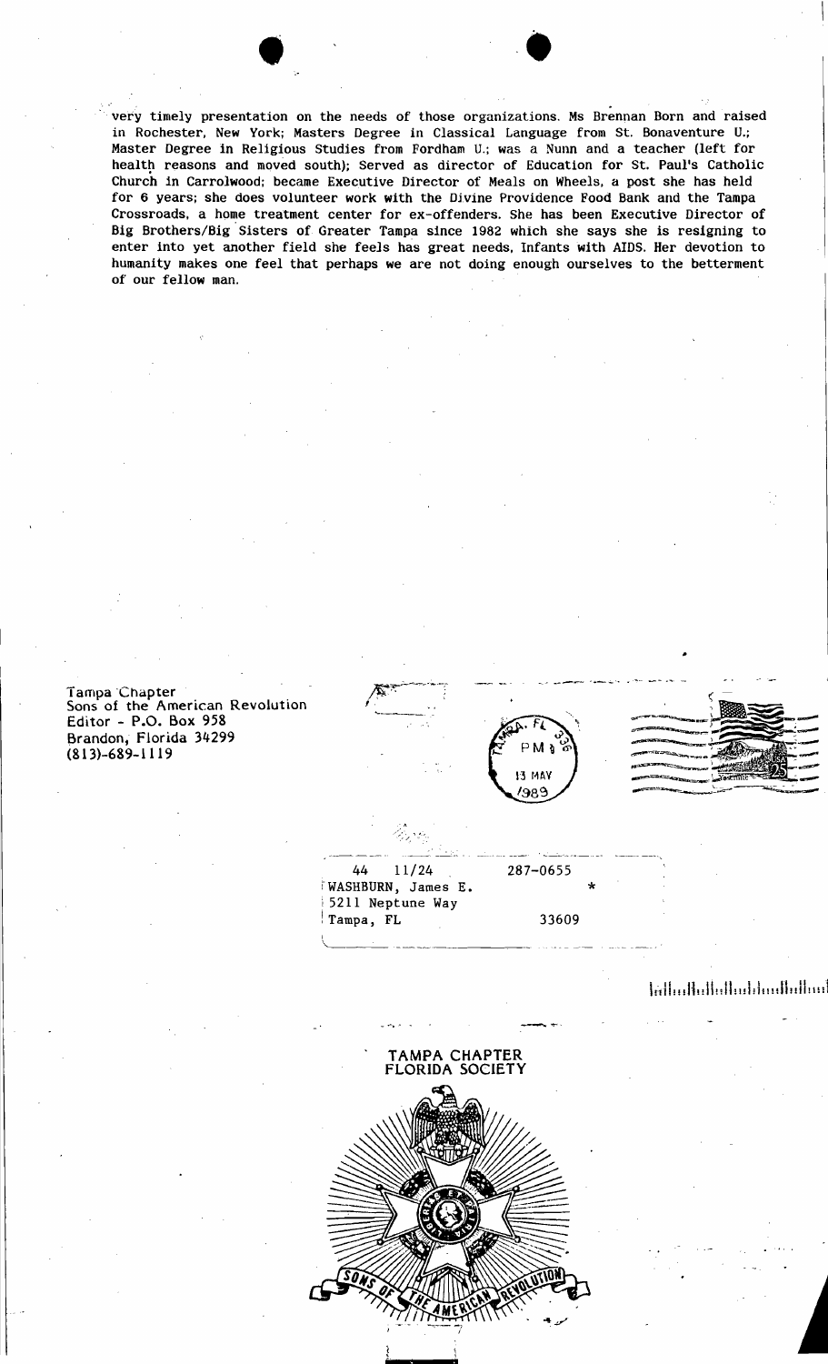very timely presentation on the needs of those organizations. Ms Brennan Born and raised in Rochester, New York; Masters Degree in Classical Language from St. Bonaventure U.; Master Degree in Religious Studies from Fordham U.; was a Nunn and a teacher (left for health reasons and moved south); Served as director of Education for St. Paul's Catholic Church in Carrolwood; became Executive Director of Meals on Wheels, a post she has held for 6 years; she does volunteer work with the Divine Providence Food Bank and the Tampa Crossroads, a home treatment center for ex-offenders. She has been Executive Director of Big Brothers/Big Sisters of Greater Tampa since 1982 which she says she is resigning to enter into yet another field she feels has great needs, Infants with AIDS. Her devotion to humanity makes one feel that perhaps we are not doing enough ourselves to the betterment of our fellow man.

Tampa Chapter
Sons of the American Revolution
Editor - P.O. Box 958
Brandon, Florida 34299
(813)-689-1119

TAMPA, FL 336
PM
13 MAY
1989

44 11/24 287-0655
WASHBURN, James E. *
5211 Neptune Way
Tampa, FL 33609

TAMPA CHAPTER
FLORIDA SOCIETY

SONS OF THE AMERICAN REVOLUTION